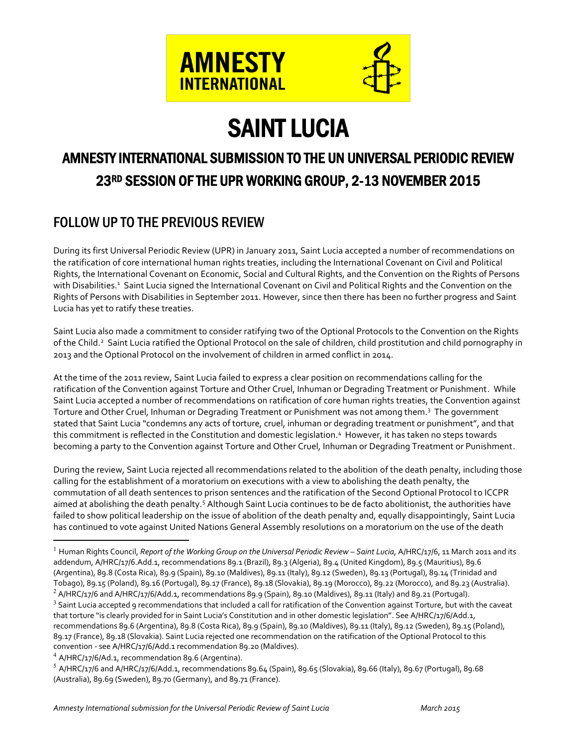# SAINT LUCIA

## AMNESTY INTERNATIONAL SUBMISSION TO THE UN UNIVERSAL PERIODIC REVIEW 23RD SESSION OF THE UPR WORKING GROUP, 2-13 NOVEMBER 2015

## FOLLOW UP TO THE PREVIOUS REVIEW

During its first Universal Periodic Review (UPR) in January 2011, Saint Lucia accepted a number of recommendations on the ratification of core international human rights treaties, including the International Covenant on Civil and Political Rights, the International Covenant on Economic, Social and Cultural Rights, and the Convention on the Rights of Persons with Disabilities.[1] Saint Lucia signed the International Covenant on Civil and Political Rights and the Convention on the Rights of Persons with Disabilities in September 2011. However, since then there has been no further progress and Saint Lucia has yet to ratify these treaties.

Saint Lucia also made a commitment to consider ratifying two of the Optional Protocols to the Convention on the Rights of the Child.[2] Saint Lucia ratified the Optional Protocol on the sale of children, child prostitution and child pornography in 2013 and the Optional Protocol on the involvement of children in armed conflict in 2014.

At the time of the 2011 review, Saint Lucia failed to express a clear position on recommendations calling for the ratification of the Convention against Torture and Other Cruel, Inhuman or Degrading Treatment or Punishment. While Saint Lucia accepted a number of recommendations on ratification of core human rights treaties, the Convention against Torture and Other Cruel, Inhuman or Degrading Treatment or Punishment was not among them.[3] The government stated that Saint Lucia "condemns any acts of torture, cruel, inhuman or degrading treatment or punishment", and that this commitment is reflected in the Constitution and domestic legislation.[4] However, it has taken no steps towards becoming a party to the Convention against Torture and Other Cruel, Inhuman or Degrading Treatment or Punishment.

During the review, Saint Lucia rejected all recommendations related to the abolition of the death penalty, including those calling for the establishment of a moratorium on executions with a view to abolishing the death penalty, the commutation of all death sentences to prison sentences and the ratification of the Second Optional Protocol to ICCPR aimed at abolishing the death penalty.[5] Although Saint Lucia continues to be de facto abolitionist, the authorities have failed to show political leadership on the issue of abolition of the death penalty and, equally disappointingly, Saint Lucia has continued to vote against United Nations General Assembly resolutions on a moratorium on the use of the death

---

[1] Human Rights Council, *Report of the Working Group on the Universal Periodic Review – Saint Lucia*, A/HRC/17/6, 11 March 2011 and its addendum, A/HRC/17/6.Add.1, recommendations 89.1 (Brazil), 89.3 (Algeria), 89.4 (United Kingdom), 89.5 (Mauritius), 89.6 (Argentina), 89.8 (Costa Rica), 89.9 (Spain), 89.10 (Maldives), 89.11 (Italy), 89.12 (Sweden), 89.13 (Portugal), 89.14 (Trinidad and Tobago), 89.15 (Poland), 89.16 (Portugal), 89.17 (France), 89.18 (Slovakia), 89.19 (Morocco), 89.22 (Morocco), and 89.23 (Australia).

[2] A/HRC/17/6 and A/HRC/17/6/Add.1, recommendations 89.9 (Spain), 89.10 (Maldives), 89.11 (Italy) and 89.21 (Portugal).

[3] Saint Lucia accepted 9 recommendations that included a call for ratification of the Convention against Torture, but with the caveat that torture "is clearly provided for in Saint Lucia's Constitution and in other domestic legislation". See A/HRC/17/6/Add.1, recommendations 89.6 (Argentina), 89.8 (Costa Rica), 89.9 (Spain), 89.10 (Maldives), 89.11 (Italy), 89.12 (Sweden), 89.15 (Poland), 89.17 (France), 89.18 (Slovakia). Saint Lucia rejected one recommendation on the ratification of the Optional Protocol to this convention - see A/HRC/17/6/Add.1 recommendation 89.20 (Maldives).

[4] A/HRC/17/6/Ad.1, recommendation 89.6 (Argentina).

[5] A/HRC/17/6 and A/HRC/17/6/Add.1, recommendations 89.64 (Spain), 89.65 (Slovakia), 89.66 (Italy), 89.67 (Portugal), 89.68 (Australia), 89.69 (Sweden), 89.70 (Germany), and 89.71 (France).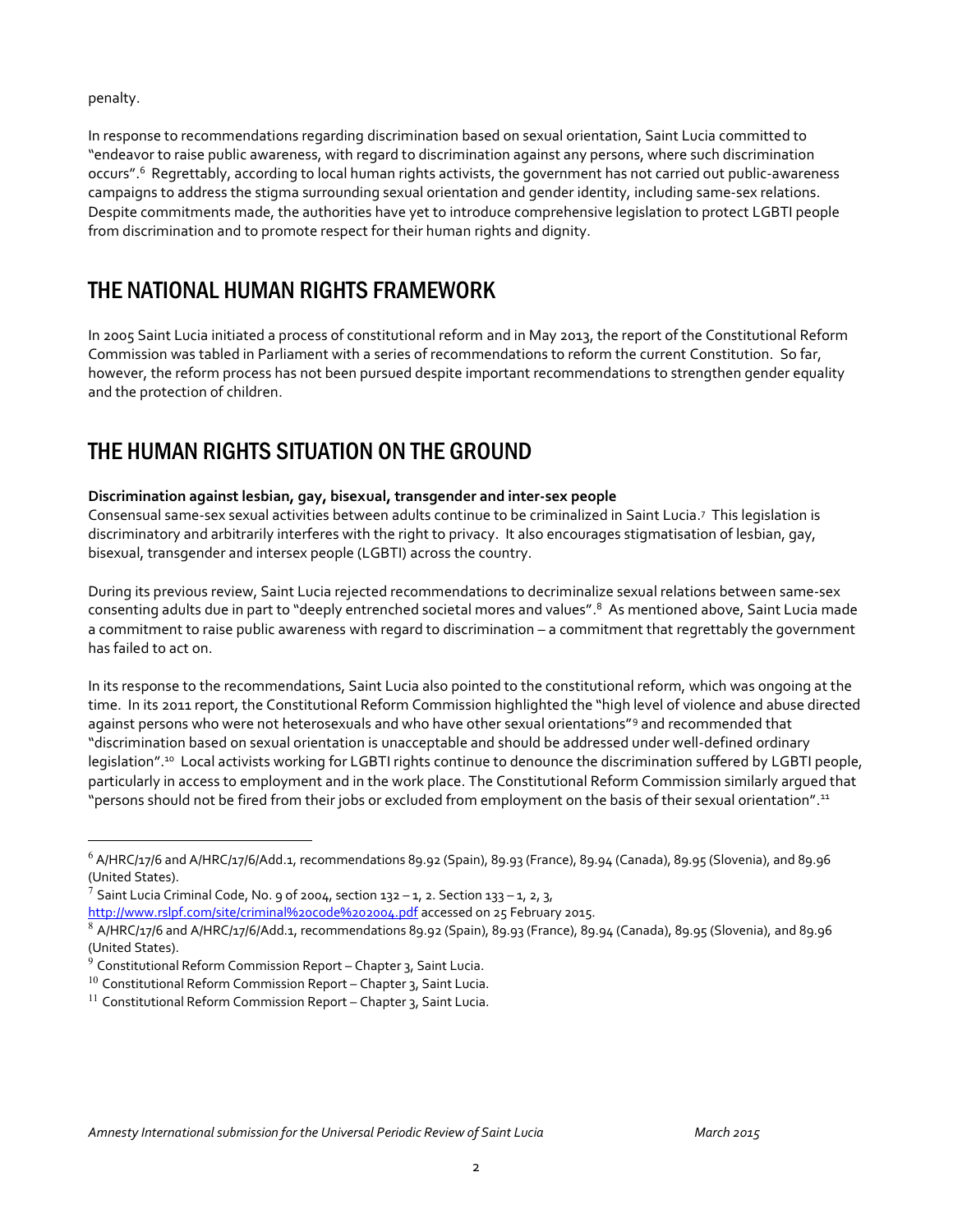penalty.

In response to recommendations regarding discrimination based on sexual orientation, Saint Lucia committed to "endeavor to raise public awareness, with regard to discrimination against any persons, where such discrimination occurs".[6] Regrettably, according to local human rights activists, the government has not carried out public-awareness campaigns to address the stigma surrounding sexual orientation and gender identity, including same-sex relations. Despite commitments made, the authorities have yet to introduce comprehensive legislation to protect LGBTI people from discrimination and to promote respect for their human rights and dignity.

## THE NATIONAL HUMAN RIGHTS FRAMEWORK

In 2005 Saint Lucia initiated a process of constitutional reform and in May 2013, the report of the Constitutional Reform Commission was tabled in Parliament with a series of recommendations to reform the current Constitution. So far, however, the reform process has not been pursued despite important recommendations to strengthen gender equality and the protection of children.

## THE HUMAN RIGHTS SITUATION ON THE GROUND

**Discrimination against lesbian, gay, bisexual, transgender and inter-sex people**

Consensual same-sex sexual activities between adults continue to be criminalized in Saint Lucia.[7] This legislation is discriminatory and arbitrarily interferes with the right to privacy. It also encourages stigmatisation of lesbian, gay, bisexual, transgender and intersex people (LGBTI) across the country.

During its previous review, Saint Lucia rejected recommendations to decriminalize sexual relations between same-sex consenting adults due in part to "deeply entrenched societal mores and values".[8] As mentioned above, Saint Lucia made a commitment to raise public awareness with regard to discrimination – a commitment that regrettably the government has failed to act on.

In its response to the recommendations, Saint Lucia also pointed to the constitutional reform, which was ongoing at the time. In its 2011 report, the Constitutional Reform Commission highlighted the "high level of violence and abuse directed against persons who were not heterosexuals and who have other sexual orientations"[9] and recommended that "discrimination based on sexual orientation is unacceptable and should be addressed under well-defined ordinary legislation".[10] Local activists working for LGBTI rights continue to denounce the discrimination suffered by LGBTI people, particularly in access to employment and in the work place. The Constitutional Reform Commission similarly argued that "persons should not be fired from their jobs or excluded from employment on the basis of their sexual orientation".[11]

---

[6] A/HRC/17/6 and A/HRC/17/6/Add.1, recommendations 89.92 (Spain), 89.93 (France), 89.94 (Canada), 89.95 (Slovenia), and 89.96 (United States).

[7] Saint Lucia Criminal Code, No. 9 of 2004, section 132 – 1, 2. Section 133 – 1, 2, 3, http://www.rslpf.com/site/criminal%20code%202004.pdf accessed on 25 February 2015.

[8] A/HRC/17/6 and A/HRC/17/6/Add.1, recommendations 89.92 (Spain), 89.93 (France), 89.94 (Canada), 89.95 (Slovenia), and 89.96 (United States).

[9] Constitutional Reform Commission Report – Chapter 3, Saint Lucia.

[10] Constitutional Reform Commission Report – Chapter 3, Saint Lucia.

[11] Constitutional Reform Commission Report – Chapter 3, Saint Lucia.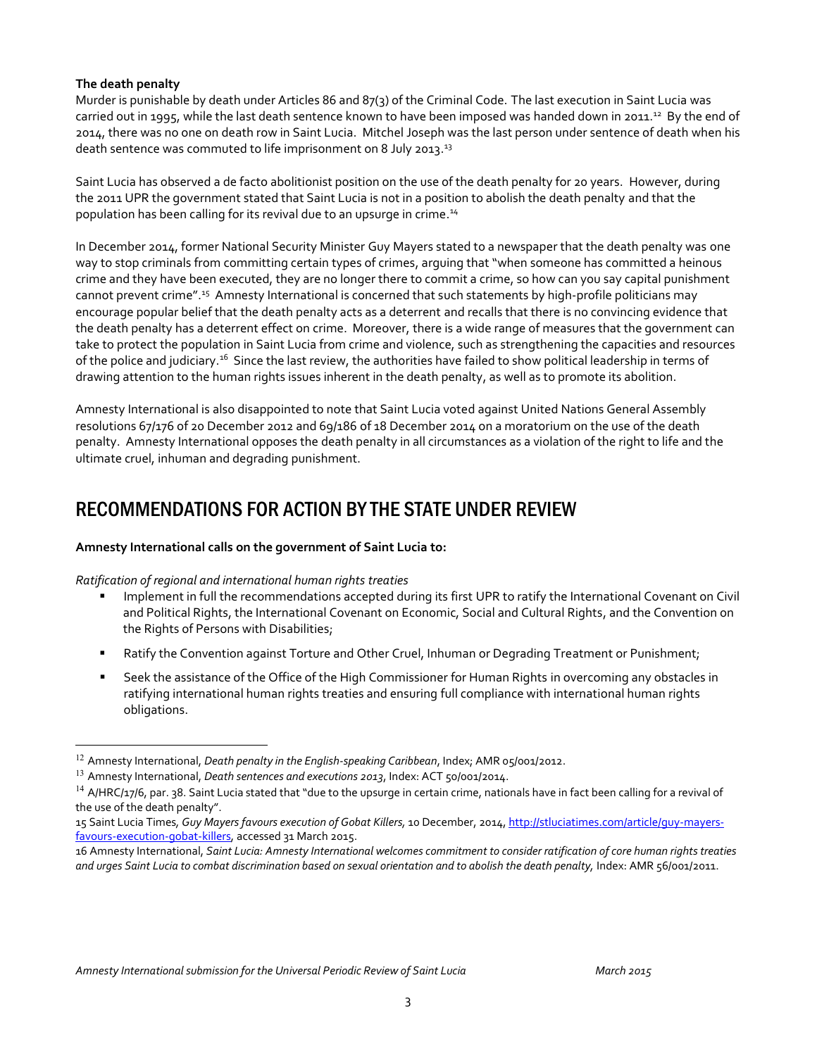**The death penalty**

Murder is punishable by death under Articles 86 and 87(3) of the Criminal Code. The last execution in Saint Lucia was carried out in 1995, while the last death sentence known to have been imposed was handed down in 2011.[12] By the end of 2014, there was no one on death row in Saint Lucia. Mitchel Joseph was the last person under sentence of death when his death sentence was commuted to life imprisonment on 8 July 2013.[13]

Saint Lucia has observed a de facto abolitionist position on the use of the death penalty for 20 years. However, during the 2011 UPR the government stated that Saint Lucia is not in a position to abolish the death penalty and that the population has been calling for its revival due to an upsurge in crime.[14]

In December 2014, former National Security Minister Guy Mayers stated to a newspaper that the death penalty was one way to stop criminals from committing certain types of crimes, arguing that "when someone has committed a heinous crime and they have been executed, they are no longer there to commit a crime, so how can you say capital punishment cannot prevent crime".[15] Amnesty International is concerned that such statements by high-profile politicians may encourage popular belief that the death penalty acts as a deterrent and recalls that there is no convincing evidence that the death penalty has a deterrent effect on crime. Moreover, there is a wide range of measures that the government can take to protect the population in Saint Lucia from crime and violence, such as strengthening the capacities and resources of the police and judiciary.[16] Since the last review, the authorities have failed to show political leadership in terms of drawing attention to the human rights issues inherent in the death penalty, as well as to promote its abolition.

Amnesty International is also disappointed to note that Saint Lucia voted against United Nations General Assembly resolutions 67/176 of 20 December 2012 and 69/186 of 18 December 2014 on a moratorium on the use of the death penalty. Amnesty International opposes the death penalty in all circumstances as a violation of the right to life and the ultimate cruel, inhuman and degrading punishment.

## RECOMMENDATIONS FOR ACTION BY THE STATE UNDER REVIEW

**Amnesty International calls on the government of Saint Lucia to:**

*Ratification of regional and international human rights treaties*

- Implement in full the recommendations accepted during its first UPR to ratify the International Covenant on Civil and Political Rights, the International Covenant on Economic, Social and Cultural Rights, and the Convention on the Rights of Persons with Disabilities;
- Ratify the Convention against Torture and Other Cruel, Inhuman or Degrading Treatment or Punishment;
- Seek the assistance of the Office of the High Commissioner for Human Rights in overcoming any obstacles in ratifying international human rights treaties and ensuring full compliance with international human rights obligations.

---

[12] Amnesty International, *Death penalty in the English-speaking Caribbean*, Index; AMR 05/001/2012.

[13] Amnesty International, *Death sentences and executions 2013*, Index: ACT 50/001/2014.

[14] A/HRC/17/6, par. 38. Saint Lucia stated that "due to the upsurge in certain crime, nationals have in fact been calling for a revival of the use of the death penalty".

[15] Saint Lucia Times, *Guy Mayers favours execution of Gobat Killers,* 10 December, 2014, http://stluciatimes.com/article/guy-mayers-favours-execution-gobat-killers, accessed 31 March 2015.

[16] Amnesty International, *Saint Lucia: Amnesty International welcomes commitment to consider ratification of core human rights treaties and urges Saint Lucia to combat discrimination based on sexual orientation and to abolish the death penalty,* Index: AMR 56/001/2011.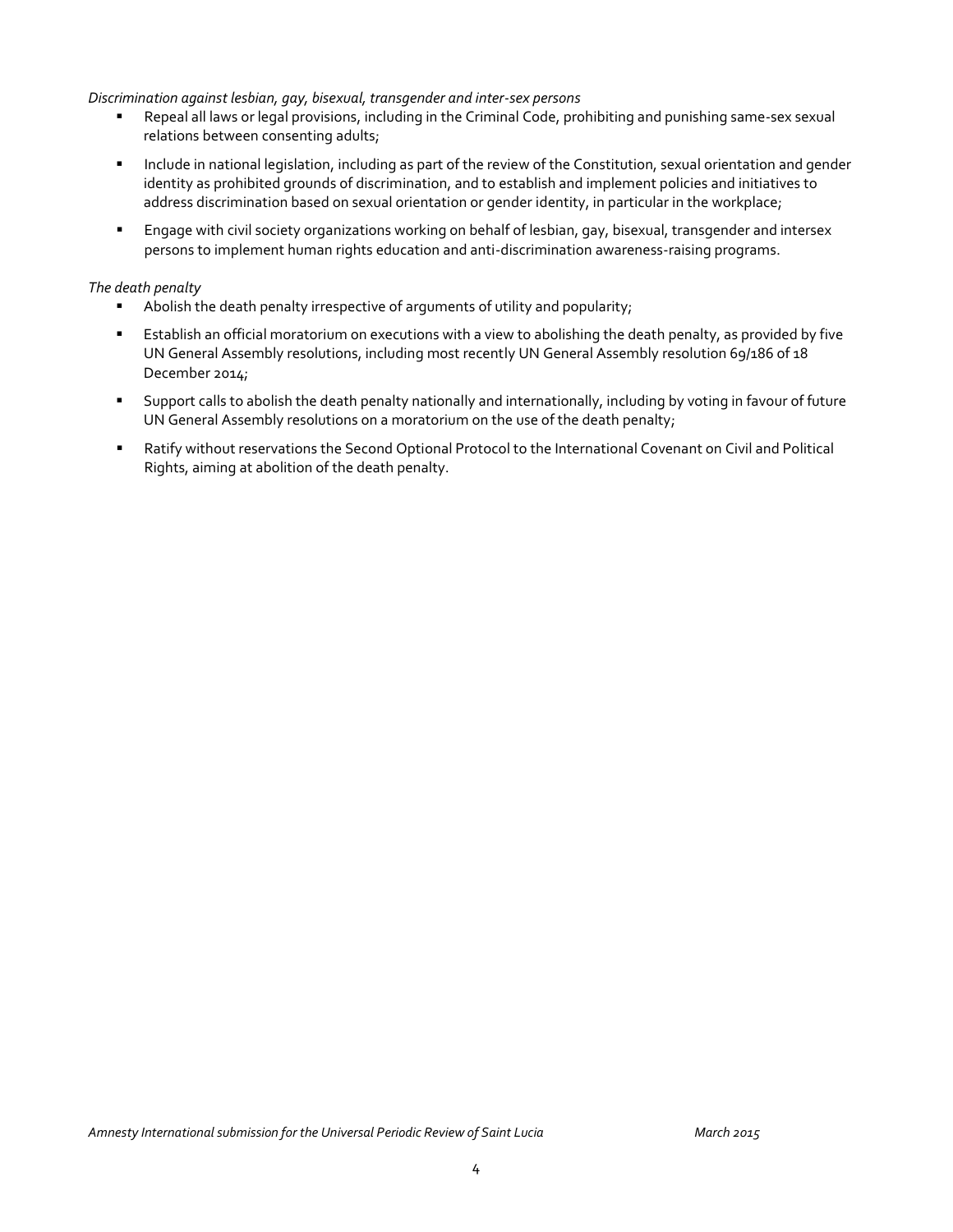*Discrimination against lesbian, gay, bisexual, transgender and inter-sex persons*

- Repeal all laws or legal provisions, including in the Criminal Code, prohibiting and punishing same-sex sexual relations between consenting adults;
- Include in national legislation, including as part of the review of the Constitution, sexual orientation and gender identity as prohibited grounds of discrimination, and to establish and implement policies and initiatives to address discrimination based on sexual orientation or gender identity, in particular in the workplace;
- Engage with civil society organizations working on behalf of lesbian, gay, bisexual, transgender and intersex persons to implement human rights education and anti-discrimination awareness-raising programs.

*The death penalty*

- Abolish the death penalty irrespective of arguments of utility and popularity;
- Establish an official moratorium on executions with a view to abolishing the death penalty, as provided by five UN General Assembly resolutions, including most recently UN General Assembly resolution 69/186 of 18 December 2014;
- Support calls to abolish the death penalty nationally and internationally, including by voting in favour of future UN General Assembly resolutions on a moratorium on the use of the death penalty;
- Ratify without reservations the Second Optional Protocol to the International Covenant on Civil and Political Rights, aiming at abolition of the death penalty.